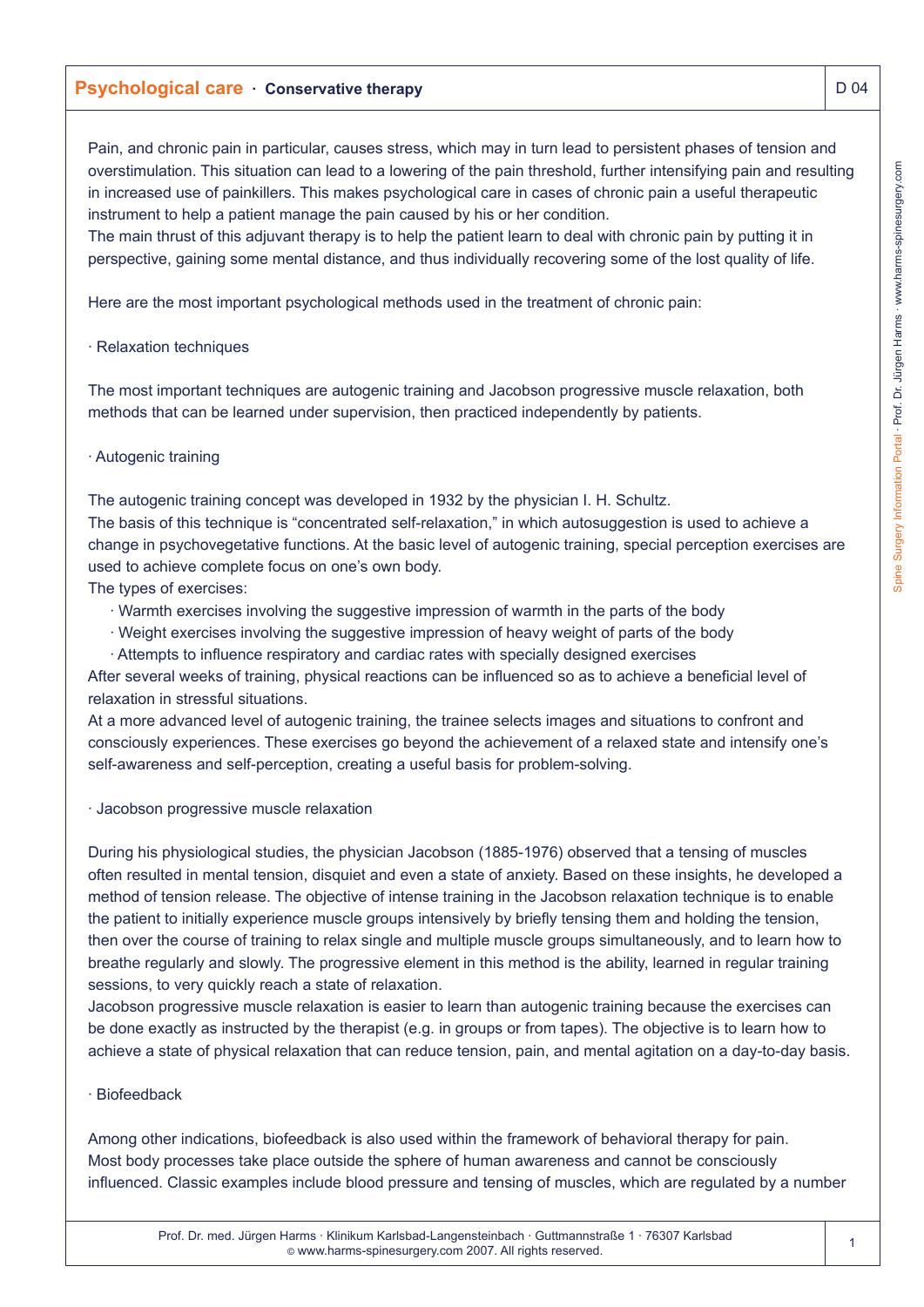# Psychological care · Conservative therapy

Pain, and chronic pain in particular, causes stress, which may in turn lead to persistent phases of tension and overstimulation. This situation can lead to a lowering of the pain threshold, further intensifying pain and resulting in increased use of painkillers. This makes psychological care in cases of chronic pain a useful therapeutic instrument to help a patient manage the pain caused by his or her condition.
The main thrust of this adjuvant therapy is to help the patient learn to deal with chronic pain by putting it in perspective, gaining some mental distance, and thus individually recovering some of the lost quality of life.

Here are the most important psychological methods used in the treatment of chronic pain:

· Relaxation techniques

The most important techniques are autogenic training and Jacobson progressive muscle relaxation, both methods that can be learned under supervision, then practiced independently by patients.

· Autogenic training

The autogenic training concept was developed in 1932 by the physician I. H. Schultz.
The basis of this technique is "concentrated self-relaxation," in which autosuggestion is used to achieve a change in psychovegetative functions. At the basic level of autogenic training, special perception exercises are used to achieve complete focus on one's own body.
The types of exercises:

- Warmth exercises involving the suggestive impression of warmth in the parts of the body
- Weight exercises involving the suggestive impression of heavy weight of parts of the body
- Attempts to influence respiratory and cardiac rates with specially designed exercises

After several weeks of training, physical reactions can be influenced so as to achieve a beneficial level of relaxation in stressful situations.
At a more advanced level of autogenic training, the trainee selects images and situations to confront and consciously experiences. These exercises go beyond the achievement of a relaxed state and intensify one's self-awareness and self-perception, creating a useful basis for problem-solving.

· Jacobson progressive muscle relaxation

During his physiological studies, the physician Jacobson (1885-1976) observed that a tensing of muscles often resulted in mental tension, disquiet and even a state of anxiety. Based on these insights, he developed a method of tension release. The objective of intense training in the Jacobson relaxation technique is to enable the patient to initially experience muscle groups intensively by briefly tensing them and holding the tension, then over the course of training to relax single and multiple muscle groups simultaneously, and to learn how to breathe regularly and slowly. The progressive element in this method is the ability, learned in regular training sessions, to very quickly reach a state of relaxation.
Jacobson progressive muscle relaxation is easier to learn than autogenic training because the exercises can be done exactly as instructed by the therapist (e.g. in groups or from tapes). The objective is to learn how to achieve a state of physical relaxation that can reduce tension, pain, and mental agitation on a day-to-day basis.

· Biofeedback

Among other indications, biofeedback is also used within the framework of behavioral therapy for pain.
Most body processes take place outside the sphere of human awareness and cannot be consciously influenced. Classic examples include blood pressure and tensing of muscles, which are regulated by a number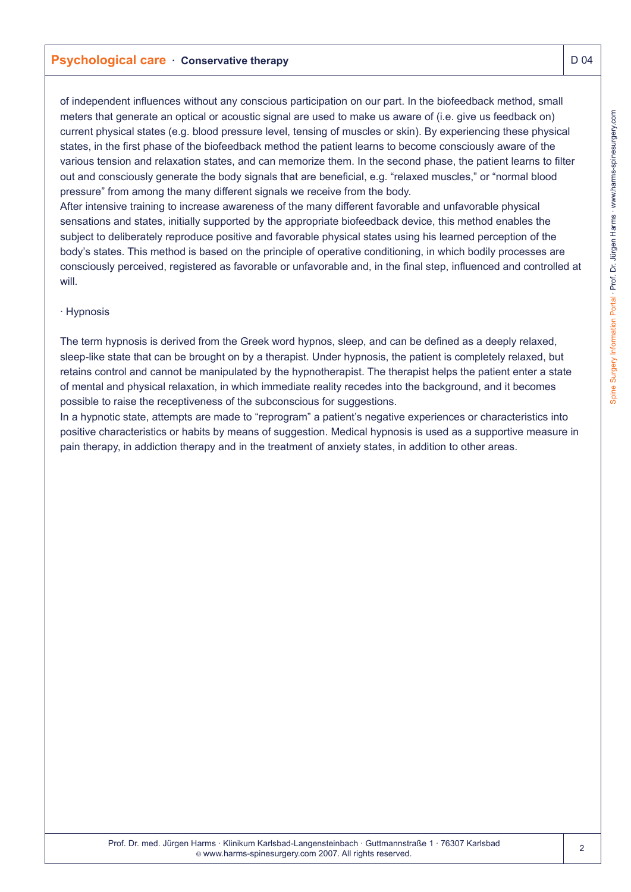of independent influences without any conscious participation on our part. In the biofeedback method, small meters that generate an optical or acoustic signal are used to make us aware of (i.e. give us feedback on) current physical states (e.g. blood pressure level, tensing of muscles or skin). By experiencing these physical states, in the first phase of the biofeedback method the patient learns to become consciously aware of the various tension and relaxation states, and can memorize them. In the second phase, the patient learns to filter out and consciously generate the body signals that are beneficial, e.g. "relaxed muscles," or "normal blood pressure" from among the many different signals we receive from the body.
After intensive training to increase awareness of the many different favorable and unfavorable physical sensations and states, initially supported by the appropriate biofeedback device, this method enables the subject to deliberately reproduce positive and favorable physical states using his learned perception of the body's states. This method is based on the principle of operative conditioning, in which bodily processes are consciously perceived, registered as favorable or unfavorable and, in the final step, influenced and controlled at will.

· Hypnosis

The term hypnosis is derived from the Greek word hypnos, sleep, and can be defined as a deeply relaxed, sleep-like state that can be brought on by a therapist. Under hypnosis, the patient is completely relaxed, but retains control and cannot be manipulated by the hypnotherapist. The therapist helps the patient enter a state of mental and physical relaxation, in which immediate reality recedes into the background, and it becomes possible to raise the receptiveness of the subconscious for suggestions.
In a hypnotic state, attempts are made to "reprogram" a patient's negative experiences or characteristics into positive characteristics or habits by means of suggestion. Medical hypnosis is used as a supportive measure in pain therapy, in addiction therapy and in the treatment of anxiety states, in addition to other areas.